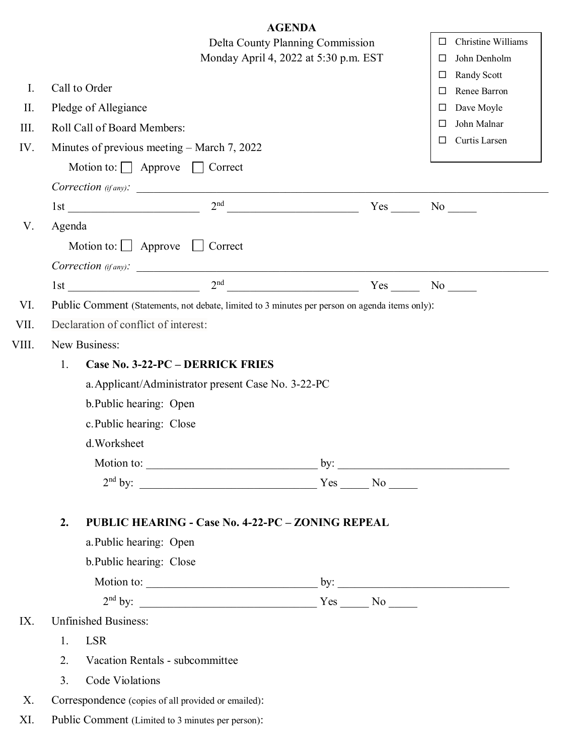# AGENDA

Delta County Planning Commission
Monday April 4, 2022 at 5:30 p.m. EST

- ☐ Christine Williams
- ☐ John Denholm
- ☐ Randy Scott
- ☐ Renee Barron
- ☐ Dave Moyle
- ☐ John Malnar
- ☐ Curtis Larsen

I. Call to Order

II. Pledge of Allegiance

III. Roll Call of Board Members:

IV. Minutes of previous meeting – March 7, 2022

Motion to: ☐ Approve ☐ Correct

*Correction (if any):* ______________________________

1st ____________ 2nd ____________ Yes _____ No _____

V. Agenda

Motion to: ☐ Approve ☐ Correct

*Correction (if any):* ______________________________

1st ____________ 2nd ____________ Yes _____ No _____

VI. Public Comment (Statements, not debate, limited to 3 minutes per person on agenda items only):

VII. Declaration of conflict of interest:

VIII. New Business:

1. **Case No. 3-22-PC – DERRICK FRIES**
   - a. Applicant/Administrator present Case No. 3-22-PC
   - b. Public hearing: Open
   - c. Public hearing: Close
   - d. Worksheet

   Motion to: ____________ by: ____________

   2nd by: ____________ Yes _____ No _____

2. **PUBLIC HEARING - Case No. 4-22-PC – ZONING REPEAL**
   - a. Public hearing: Open
   - b. Public hearing: Close

   Motion to: ____________ by: ____________

   2nd by: ____________ Yes _____ No _____

IX. Unfinished Business:

1. LSR
2. Vacation Rentals - subcommittee
3. Code Violations

X. Correspondence (copies of all provided or emailed):

XI. Public Comment (Limited to 3 minutes per person):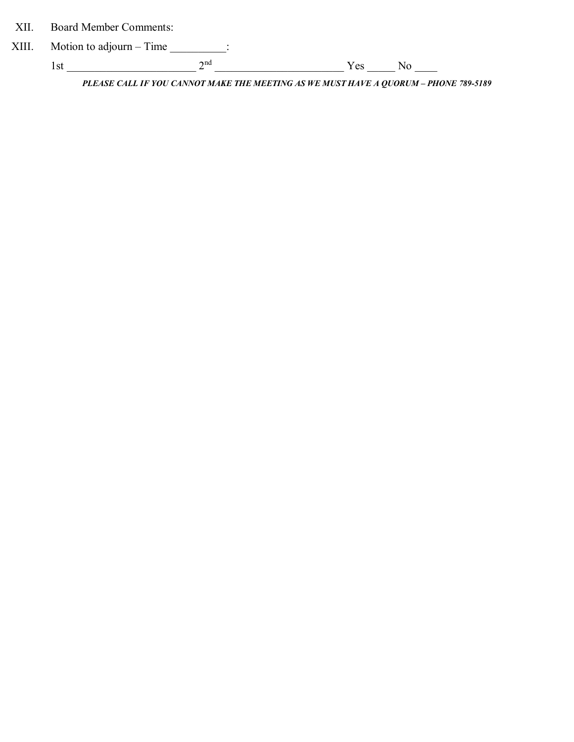XII. Board Member Comments:

XIII. Motion to adjourn – Time __________:

1st ________________________ 2nd ________________________ Yes _____ No ____

***PLEASE CALL IF YOU CANNOT MAKE THE MEETING AS WE MUST HAVE A QUORUM – PHONE 789-5189***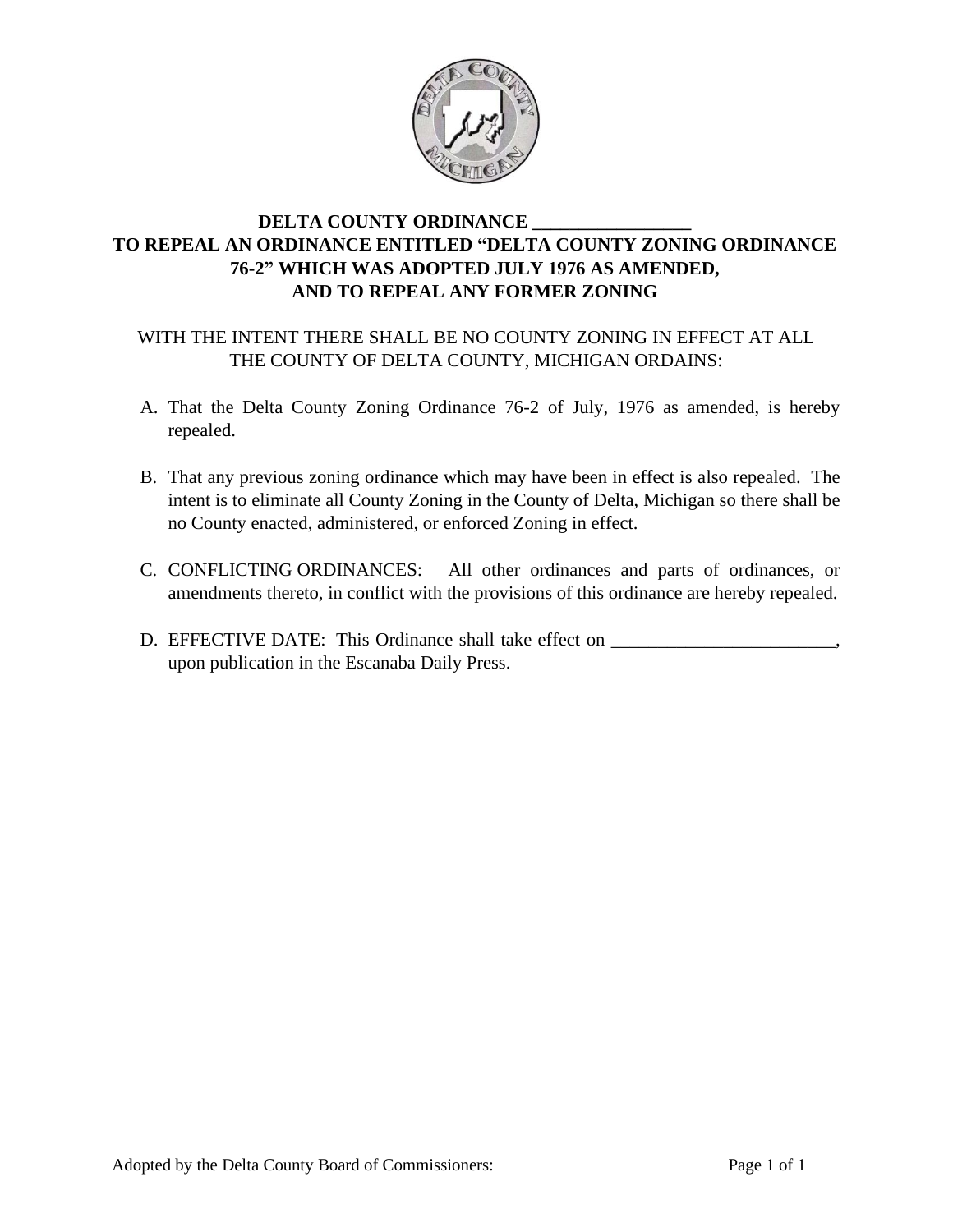**DELTA COUNTY ORDINANCE \_\_\_\_\_\_\_\_\_\_\_\_\_\_\_\_\_**
**TO REPEAL AN ORDINANCE ENTITLED "DELTA COUNTY ZONING ORDINANCE 76-2" WHICH WAS ADOPTED JULY 1976 AS AMENDED, AND TO REPEAL ANY FORMER ZONING**

WITH THE INTENT THERE SHALL BE NO COUNTY ZONING IN EFFECT AT ALL
THE COUNTY OF DELTA COUNTY, MICHIGAN ORDAINS:

A. That the Delta County Zoning Ordinance 76-2 of July, 1976 as amended, is hereby repealed.

B. That any previous zoning ordinance which may have been in effect is also repealed. The intent is to eliminate all County Zoning in the County of Delta, Michigan so there shall be no County enacted, administered, or enforced Zoning in effect.

C. CONFLICTING ORDINANCES: All other ordinances and parts of ordinances, or amendments thereto, in conflict with the provisions of this ordinance are hereby repealed.

D. EFFECTIVE DATE: This Ordinance shall take effect on \_\_\_\_\_\_\_\_\_\_\_\_\_\_\_\_\_\_\_\_\_\_\_\_\_, upon publication in the Escanaba Daily Press.

Adopted by the Delta County Board of Commissioners: